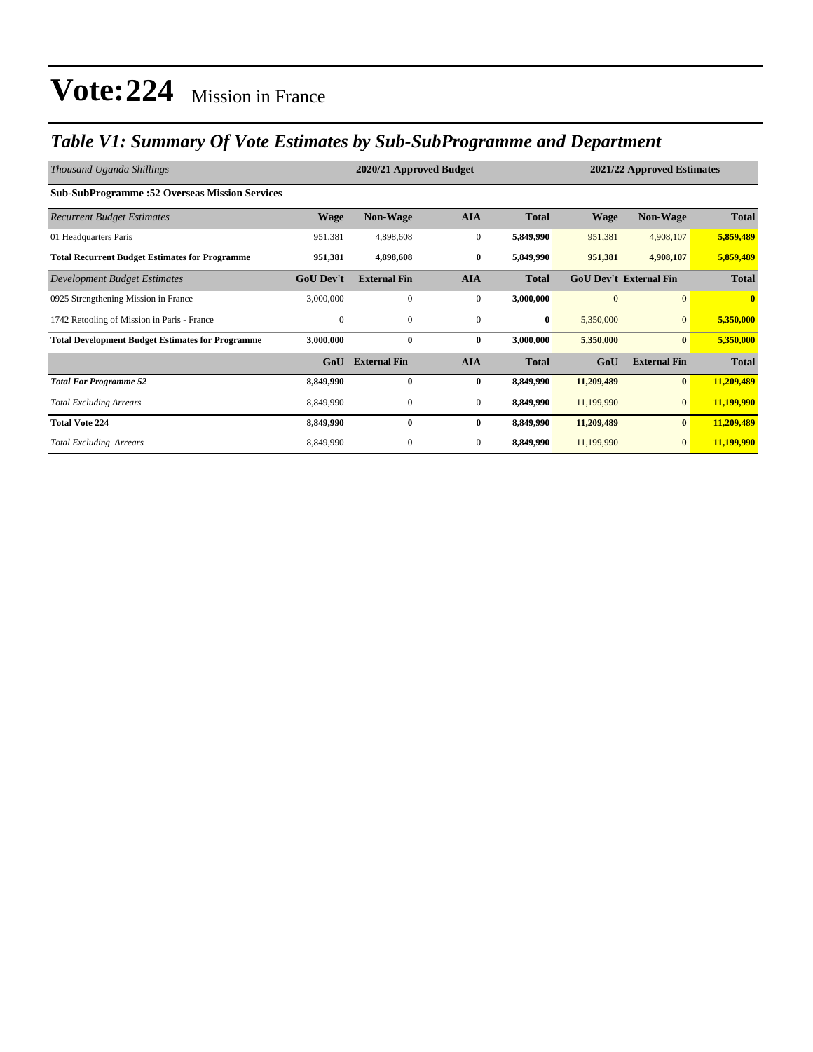# Vote:224 Mission in France

## *Table V1: Summary Of Vote Estimates by Sub-SubProgramme and Department*

| *Thousand Uganda Shillings* | 2020/21 Approved Budget | | | | 2021/22 Approved Estimates | | |
|---|---|---|---|---|---|---|---|
| **Sub-SubProgramme :52 Overseas Mission Services** | | | | | | | |
| *Recurrent Budget Estimates* | **Wage** | **Non-Wage** | **AIA** | **Total** | **Wage** | **Non-Wage** | **Total** |
| 01 Headquarters Paris | 951,381 | 4,898,608 | 0 | **5,849,990** | 951,381 | 4,908,107 | **5,859,489** |
| **Total Recurrent Budget Estimates for Programme** | **951,381** | **4,898,608** | **0** | **5,849,990** | **951,381** | **4,908,107** | **5,859,489** |
| *Development Budget Estimates* | **GoU Dev't** | **External Fin** | **AIA** | **Total** | **GoU Dev't** | **External Fin** | **Total** |
| 0925 Strengthening Mission in France | 3,000,000 | 0 | 0 | **3,000,000** | 0 | 0 | **0** |
| 1742 Retooling of Mission in Paris - France | 0 | 0 | 0 | **0** | 5,350,000 | 0 | **5,350,000** |
| **Total Development Budget Estimates for Programme** | **3,000,000** | **0** | **0** | **3,000,000** | **5,350,000** | **0** | **5,350,000** |
| | **GoU** | **External Fin** | **AIA** | **Total** | **GoU** | **External Fin** | **Total** |
| ***Total For Programme 52*** | **8,849,990** | **0** | **0** | **8,849,990** | **11,209,489** | **0** | **11,209,489** |
| *Total Excluding Arrears* | 8,849,990 | 0 | 0 | **8,849,990** | 11,199,990 | 0 | **11,199,990** |
| **Total Vote 224** | **8,849,990** | **0** | **0** | **8,849,990** | **11,209,489** | **0** | **11,209,489** |
| *Total Excluding Arrears* | 8,849,990 | 0 | 0 | **8,849,990** | 11,199,990 | 0 | **11,199,990** |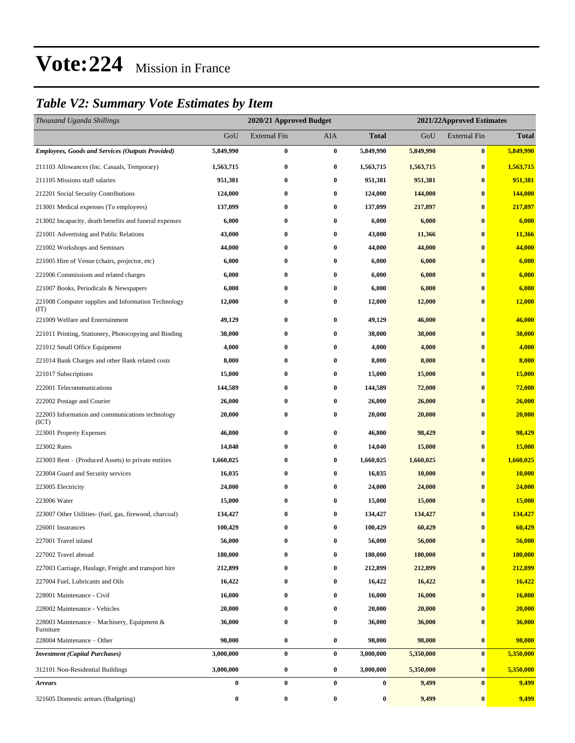# Vote:224 Mission in France

## *Table V2: Summary Vote Estimates by Item*

| *Thousand Uganda Shillings* | 2020/21 Approved Budget | | | | 2021/22Approved Estimates | | |
|---|---|---|---|---|---|---|---|
| | GoU | External Fin | AIA | **Total** | GoU | External Fin | **Total** |
| ***Employees, Goods and Services (Outputs Provided)*** | **5,849,990** | **0** | **0** | **5,849,990** | **5,849,990** | **0** | **5,849,990** |
| 211103 Allowances (Inc. Casuals, Temporary) | **1,563,715** | **0** | **0** | **1,563,715** | **1,563,715** | **0** | **1,563,715** |
| 211105 Missions staff salaries | **951,381** | **0** | **0** | **951,381** | **951,381** | **0** | **951,381** |
| 212201 Social Security Contributions | **124,000** | **0** | **0** | **124,000** | **144,000** | **0** | **144,000** |
| 213001 Medical expenses (To employees) | **137,099** | **0** | **0** | **137,099** | **217,897** | **0** | **217,897** |
| 213002 Incapacity, death benefits and funeral expenses | **6,000** | **0** | **0** | **6,000** | **6,000** | **0** | **6,000** |
| 221001 Advertising and Public Relations | **43,000** | **0** | **0** | **43,000** | **11,366** | **0** | **11,366** |
| 221002 Workshops and Seminars | **44,000** | **0** | **0** | **44,000** | **44,000** | **0** | **44,000** |
| 221005 Hire of Venue (chairs, projector, etc) | **6,000** | **0** | **0** | **6,000** | **6,000** | **0** | **6,000** |
| 221006 Commissions and related charges | **6,000** | **0** | **0** | **6,000** | **6,000** | **0** | **6,000** |
| 221007 Books, Periodicals & Newspapers | **6,000** | **0** | **0** | **6,000** | **6,000** | **0** | **6,000** |
| 221008 Computer supplies and Information Technology (IT) | **12,000** | **0** | **0** | **12,000** | **12,000** | **0** | **12,000** |
| 221009 Welfare and Entertainment | **49,129** | **0** | **0** | **49,129** | **46,000** | **0** | **46,000** |
| 221011 Printing, Stationery, Photocopying and Binding | **38,000** | **0** | **0** | **38,000** | **38,000** | **0** | **38,000** |
| 221012 Small Office Equipment | **4,000** | **0** | **0** | **4,000** | **4,000** | **0** | **4,000** |
| 221014 Bank Charges and other Bank related costs | **8,000** | **0** | **0** | **8,000** | **8,000** | **0** | **8,000** |
| 221017 Subscriptions | **15,000** | **0** | **0** | **15,000** | **15,000** | **0** | **15,000** |
| 222001 Telecommunications | **144,589** | **0** | **0** | **144,589** | **72,000** | **0** | **72,000** |
| 222002 Postage and Courier | **26,000** | **0** | **0** | **26,000** | **26,000** | **0** | **26,000** |
| 222003 Information and communications technology (ICT) | **20,000** | **0** | **0** | **20,000** | **20,000** | **0** | **20,000** |
| 223001 Property Expenses | **46,800** | **0** | **0** | **46,800** | **98,429** | **0** | **98,429** |
| 223002 Rates | **14,040** | **0** | **0** | **14,040** | **15,000** | **0** | **15,000** |
| 223003 Rent – (Produced Assets) to private entities | **1,660,025** | **0** | **0** | **1,660,025** | **1,660,025** | **0** | **1,660,025** |
| 223004 Guard and Security services | **16,035** | **0** | **0** | **16,035** | **10,000** | **0** | **10,000** |
| 223005 Electricity | **24,000** | **0** | **0** | **24,000** | **24,000** | **0** | **24,000** |
| 223006 Water | **15,000** | **0** | **0** | **15,000** | **15,000** | **0** | **15,000** |
| 223007 Other Utilities- (fuel, gas, firewood, charcoal) | **134,427** | **0** | **0** | **134,427** | **134,427** | **0** | **134,427** |
| 226001 Insurances | **100,429** | **0** | **0** | **100,429** | **60,429** | **0** | **60,429** |
| 227001 Travel inland | **56,000** | **0** | **0** | **56,000** | **56,000** | **0** | **56,000** |
| 227002 Travel abroad | **180,000** | **0** | **0** | **180,000** | **180,000** | **0** | **180,000** |
| 227003 Carriage, Haulage, Freight and transport hire | **212,899** | **0** | **0** | **212,899** | **212,899** | **0** | **212,899** |
| 227004 Fuel, Lubricants and Oils | **16,422** | **0** | **0** | **16,422** | **16,422** | **0** | **16,422** |
| 228001 Maintenance - Civil | **16,000** | **0** | **0** | **16,000** | **16,000** | **0** | **16,000** |
| 228002 Maintenance - Vehicles | **20,000** | **0** | **0** | **20,000** | **20,000** | **0** | **20,000** |
| 228003 Maintenance – Machinery, Equipment & Furniture | **36,000** | **0** | **0** | **36,000** | **36,000** | **0** | **36,000** |
| 228004 Maintenance – Other | **98,000** | **0** | **0** | **98,000** | **98,000** | **0** | **98,000** |
| ***Investment (Capital Purchases)*** | **3,000,000** | **0** | **0** | **3,000,000** | **5,350,000** | **0** | **5,350,000** |
| 312101 Non-Residential Buildings | **3,000,000** | **0** | **0** | **3,000,000** | **5,350,000** | **0** | **5,350,000** |
| ***Arrears*** | **0** | **0** | **0** | **0** | **9,499** | **0** | **9,499** |
| 321605 Domestic arrears (Budgeting) | **0** | **0** | **0** | **0** | **9,499** | **0** | **9,499** |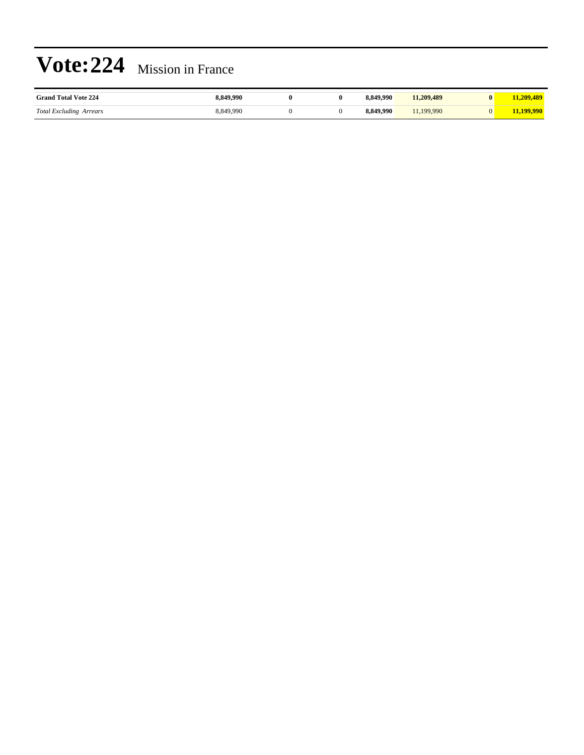# Vote:224 Mission in France

| | | | | | | | |
|---|---|---|---|---|---|---|---|
| **Grand Total Vote 224** | **8,849,990** | **0** | **0** | **8,849,990** | **11,209,489** | **0** | **11,209,489** |
| *Total Excluding Arrears* | 8,849,990 | 0 | 0 | **8,849,990** | 11,199,990 | 0 | **11,199,990** |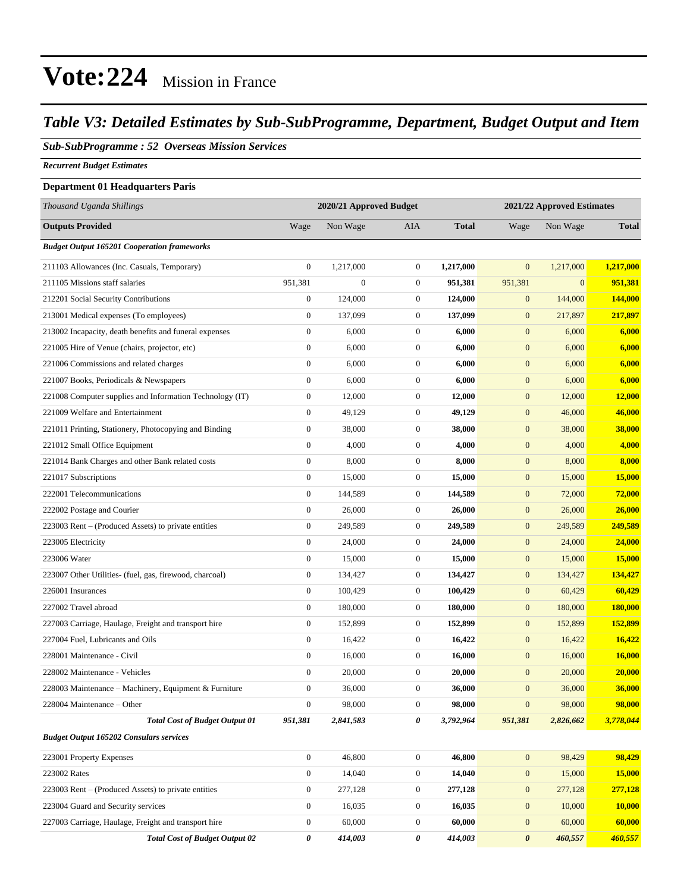# Vote:224 Mission in France

## *Table V3: Detailed Estimates by Sub-SubProgramme, Department, Budget Output and Item*

### *Sub-SubProgramme : 52 Overseas Mission Services*

*Recurrent Budget Estimates*

**Department 01 Headquarters Paris**

| *Thousand Uganda Shillings* | 2020/21 Approved Budget | | | | 2021/22 Approved Estimates | | |
|---|---|---|---|---|---|---|---|
| **Outputs Provided** | Wage | Non Wage | AIA | **Total** | Wage | Non Wage | **Total** |
| ***Budget Output 165201 Cooperation frameworks*** | | | | | | | |
| 211103 Allowances (Inc. Casuals, Temporary) | 0 | 1,217,000 | 0 | **1,217,000** | 0 | 1,217,000 | **1,217,000** |
| 211105 Missions staff salaries | 951,381 | 0 | 0 | **951,381** | 951,381 | 0 | **951,381** |
| 212201 Social Security Contributions | 0 | 124,000 | 0 | **124,000** | 0 | 144,000 | **144,000** |
| 213001 Medical expenses (To employees) | 0 | 137,099 | 0 | **137,099** | 0 | 217,897 | **217,897** |
| 213002 Incapacity, death benefits and funeral expenses | 0 | 6,000 | 0 | **6,000** | 0 | 6,000 | **6,000** |
| 221005 Hire of Venue (chairs, projector, etc) | 0 | 6,000 | 0 | **6,000** | 0 | 6,000 | **6,000** |
| 221006 Commissions and related charges | 0 | 6,000 | 0 | **6,000** | 0 | 6,000 | **6,000** |
| 221007 Books, Periodicals & Newspapers | 0 | 6,000 | 0 | **6,000** | 0 | 6,000 | **6,000** |
| 221008 Computer supplies and Information Technology (IT) | 0 | 12,000 | 0 | **12,000** | 0 | 12,000 | **12,000** |
| 221009 Welfare and Entertainment | 0 | 49,129 | 0 | **49,129** | 0 | 46,000 | **46,000** |
| 221011 Printing, Stationery, Photocopying and Binding | 0 | 38,000 | 0 | **38,000** | 0 | 38,000 | **38,000** |
| 221012 Small Office Equipment | 0 | 4,000 | 0 | **4,000** | 0 | 4,000 | **4,000** |
| 221014 Bank Charges and other Bank related costs | 0 | 8,000 | 0 | **8,000** | 0 | 8,000 | **8,000** |
| 221017 Subscriptions | 0 | 15,000 | 0 | **15,000** | 0 | 15,000 | **15,000** |
| 222001 Telecommunications | 0 | 144,589 | 0 | **144,589** | 0 | 72,000 | **72,000** |
| 222002 Postage and Courier | 0 | 26,000 | 0 | **26,000** | 0 | 26,000 | **26,000** |
| 223003 Rent – (Produced Assets) to private entities | 0 | 249,589 | 0 | **249,589** | 0 | 249,589 | **249,589** |
| 223005 Electricity | 0 | 24,000 | 0 | **24,000** | 0 | 24,000 | **24,000** |
| 223006 Water | 0 | 15,000 | 0 | **15,000** | 0 | 15,000 | **15,000** |
| 223007 Other Utilities- (fuel, gas, firewood, charcoal) | 0 | 134,427 | 0 | **134,427** | 0 | 134,427 | **134,427** |
| 226001 Insurances | 0 | 100,429 | 0 | **100,429** | 0 | 60,429 | **60,429** |
| 227002 Travel abroad | 0 | 180,000 | 0 | **180,000** | 0 | 180,000 | **180,000** |
| 227003 Carriage, Haulage, Freight and transport hire | 0 | 152,899 | 0 | **152,899** | 0 | 152,899 | **152,899** |
| 227004 Fuel, Lubricants and Oils | 0 | 16,422 | 0 | **16,422** | 0 | 16,422 | **16,422** |
| 228001 Maintenance - Civil | 0 | 16,000 | 0 | **16,000** | 0 | 16,000 | **16,000** |
| 228002 Maintenance - Vehicles | 0 | 20,000 | 0 | **20,000** | 0 | 20,000 | **20,000** |
| 228003 Maintenance – Machinery, Equipment & Furniture | 0 | 36,000 | 0 | **36,000** | 0 | 36,000 | **36,000** |
| 228004 Maintenance – Other | 0 | 98,000 | 0 | **98,000** | 0 | 98,000 | **98,000** |
| ***Total Cost of Budget Output 01*** | ***951,381*** | ***2,841,583*** | ***0*** | ***3,792,964*** | ***951,381*** | ***2,826,662*** | ***3,778,044*** |
| ***Budget Output 165202 Consulars services*** | | | | | | | |
| 223001 Property Expenses | 0 | 46,800 | 0 | **46,800** | 0 | 98,429 | **98,429** |
| 223002 Rates | 0 | 14,040 | 0 | **14,040** | 0 | 15,000 | **15,000** |
| 223003 Rent – (Produced Assets) to private entities | 0 | 277,128 | 0 | **277,128** | 0 | 277,128 | **277,128** |
| 223004 Guard and Security services | 0 | 16,035 | 0 | **16,035** | 0 | 10,000 | **10,000** |
| 227003 Carriage, Haulage, Freight and transport hire | 0 | 60,000 | 0 | **60,000** | 0 | 60,000 | **60,000** |
| ***Total Cost of Budget Output 02*** | ***0*** | ***414,003*** | ***0*** | ***414,003*** | ***0*** | ***460,557*** | ***460,557*** |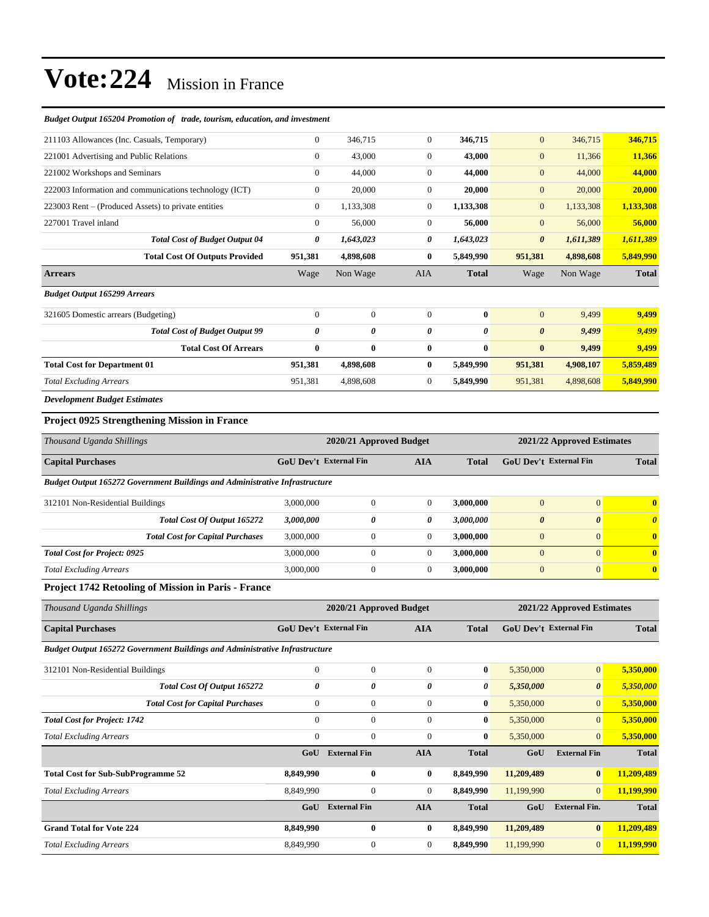# Vote:224 Mission in France

*Budget Output 165204 Promotion of trade, tourism, education, and investment*

| | | | | | | | |
|---|---|---|---|---|---|---|---|
| 211103 Allowances (Inc. Casuals, Temporary) | 0 | 346,715 | 0 | **346,715** | 0 | 346,715 | **346,715** |
| 221001 Advertising and Public Relations | 0 | 43,000 | 0 | **43,000** | 0 | 11,366 | **11,366** |
| 221002 Workshops and Seminars | 0 | 44,000 | 0 | **44,000** | 0 | 44,000 | **44,000** |
| 222003 Information and communications technology (ICT) | 0 | 20,000 | 0 | **20,000** | 0 | 20,000 | **20,000** |
| 223003 Rent – (Produced Assets) to private entities | 0 | 1,133,308 | 0 | **1,133,308** | 0 | 1,133,308 | **1,133,308** |
| 227001 Travel inland | 0 | 56,000 | 0 | **56,000** | 0 | 56,000 | **56,000** |
| ***Total Cost of Budget Output 04*** | ***0*** | ***1,643,023*** | ***0*** | ***1,643,023*** | ***0*** | ***1,611,389*** | ***1,611,389*** |
| **Total Cost Of Outputs Provided** | **951,381** | **4,898,608** | **0** | **5,849,990** | **951,381** | **4,898,608** | **5,849,990** |
| **Arrears** | Wage | Non Wage | AIA | **Total** | Wage | Non Wage | **Total** |
| ***Budget Output 165299 Arrears*** | | | | | | | |
| 321605 Domestic arrears (Budgeting) | 0 | 0 | 0 | **0** | 0 | 9,499 | **9,499** |
| ***Total Cost of Budget Output 99*** | ***0*** | ***0*** | ***0*** | ***0*** | ***0*** | ***9,499*** | ***9,499*** |
| **Total Cost Of Arrears** | **0** | **0** | **0** | **0** | **0** | **9,499** | **9,499** |
| **Total Cost for Department 01** | **951,381** | **4,898,608** | **0** | **5,849,990** | **951,381** | **4,908,107** | **5,859,489** |
| *Total Excluding Arrears* | 951,381 | 4,898,608 | 0 | **5,849,990** | 951,381 | 4,898,608 | **5,849,990** |

***Development Budget Estimates***

### Project 0925 Strengthening Mission in France

| *Thousand Uganda Shillings* | 2020/21 Approved Budget | | | | 2021/22 Approved Estimates | | |
|---|---|---|---|---|---|---|---|
| **Capital Purchases** | **GoU Dev't** | **External Fin** | **AIA** | **Total** | **GoU Dev't** | **External Fin** | **Total** |
| ***Budget Output 165272 Government Buildings and Administrative Infrastructure*** | | | | | | | |
| 312101 Non-Residential Buildings | 3,000,000 | 0 | 0 | **3,000,000** | 0 | 0 | **0** |
| ***Total Cost Of Output 165272*** | ***3,000,000*** | ***0*** | ***0*** | ***3,000,000*** | ***0*** | ***0*** | ***0*** |
| ***Total Cost for Capital Purchases*** | 3,000,000 | 0 | 0 | **3,000,000** | 0 | 0 | **0** |
| ***Total Cost for Project: 0925*** | 3,000,000 | 0 | 0 | **3,000,000** | 0 | 0 | **0** |
| *Total Excluding Arrears* | 3,000,000 | 0 | 0 | **3,000,000** | 0 | 0 | **0** |

### Project 1742 Retooling of Mission in Paris - France

| *Thousand Uganda Shillings* | 2020/21 Approved Budget | | | | 2021/22 Approved Estimates | | |
|---|---|---|---|---|---|---|---|
| **Capital Purchases** | **GoU Dev't** | **External Fin** | **AIA** | **Total** | **GoU Dev't** | **External Fin** | **Total** |
| ***Budget Output 165272 Government Buildings and Administrative Infrastructure*** | | | | | | | |
| 312101 Non-Residential Buildings | 0 | 0 | 0 | **0** | 5,350,000 | 0 | **5,350,000** |
| ***Total Cost Of Output 165272*** | ***0*** | ***0*** | ***0*** | ***0*** | ***5,350,000*** | ***0*** | ***5,350,000*** |
| ***Total Cost for Capital Purchases*** | 0 | 0 | 0 | **0** | 5,350,000 | 0 | **5,350,000** |
| ***Total Cost for Project: 1742*** | 0 | 0 | 0 | **0** | 5,350,000 | 0 | **5,350,000** |
| *Total Excluding Arrears* | 0 | 0 | 0 | **0** | 5,350,000 | 0 | **5,350,000** |
| | **GoU** | **External Fin** | **AIA** | **Total** | **GoU** | **External Fin** | **Total** |
| **Total Cost for Sub-SubProgramme 52** | **8,849,990** | **0** | **0** | **8,849,990** | **11,209,489** | **0** | **11,209,489** |
| *Total Excluding Arrears* | 8,849,990 | 0 | 0 | **8,849,990** | 11,199,990 | 0 | **11,199,990** |
| | **GoU** | **External Fin** | **AIA** | **Total** | **GoU** | **External Fin.** | **Total** |
| **Grand Total for Vote 224** | **8,849,990** | **0** | **0** | **8,849,990** | **11,209,489** | **0** | **11,209,489** |
| *Total Excluding Arrears* | 8,849,990 | 0 | 0 | **8,849,990** | 11,199,990 | 0 | **11,199,990** |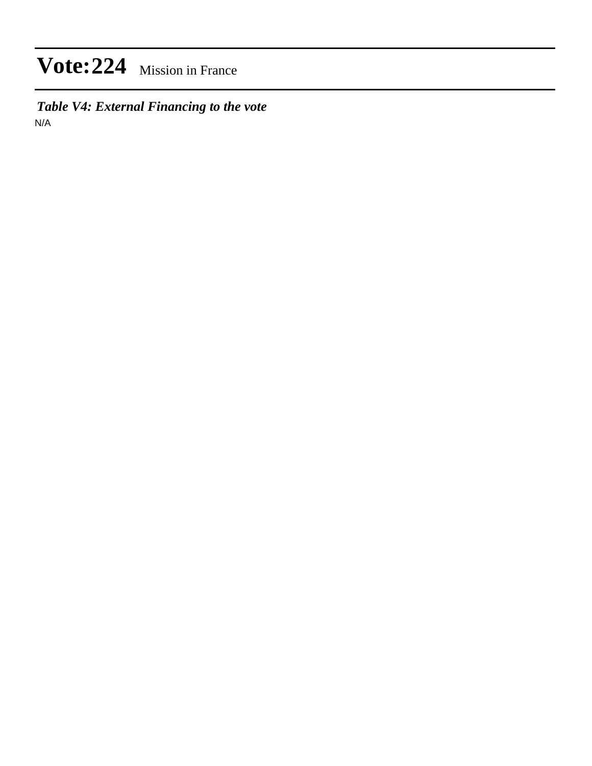# Vote:224 Mission in France

***Table V4: External Financing to the vote***

N/A